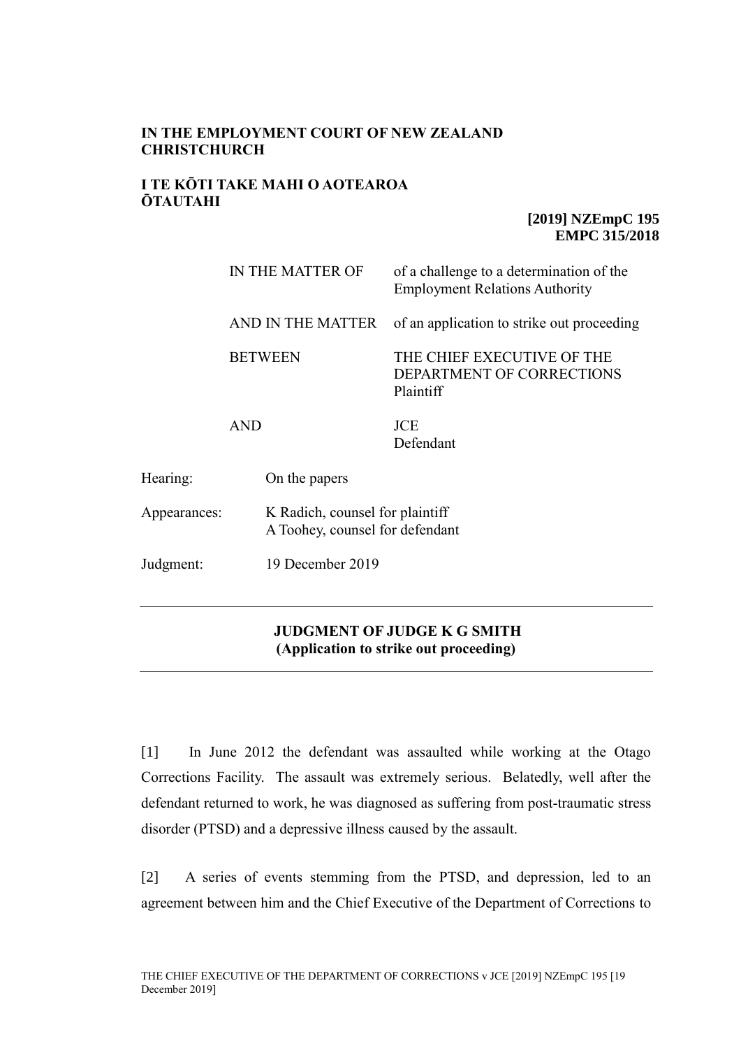**IN THE EMPLOYMENT COURT OF NEW ZEALAND CHRISTCHURCH**

**I TE KŌTI TAKE MAHI O AOTEAROA ŌTAUTAHI**

**[2019] NZEmpC 195**
**EMPC 315/2018**

| | |
|---|---|
| IN THE MATTER OF | of a challenge to a determination of the Employment Relations Authority |
| AND IN THE MATTER | of an application to strike out proceeding |
| BETWEEN | THE CHIEF EXECUTIVE OF THE DEPARTMENT OF CORRECTIONS<br>Plaintiff |
| AND | JCE<br>Defendant |

| | |
|---|---|
| Hearing: | On the papers |
| Appearances: | K Radich, counsel for plaintiff<br>A Toohey, counsel for defendant |
| Judgment: | 19 December 2019 |

---

**JUDGMENT OF JUDGE K G SMITH**
**(Application to strike out proceeding)**

---

[1] In June 2012 the defendant was assaulted while working at the Otago Corrections Facility. The assault was extremely serious. Belatedly, well after the defendant returned to work, he was diagnosed as suffering from post-traumatic stress disorder (PTSD) and a depressive illness caused by the assault.

[2] A series of events stemming from the PTSD, and depression, led to an agreement between him and the Chief Executive of the Department of Corrections to

THE CHIEF EXECUTIVE OF THE DEPARTMENT OF CORRECTIONS v JCE [2019] NZEmpC 195 [19 December 2019]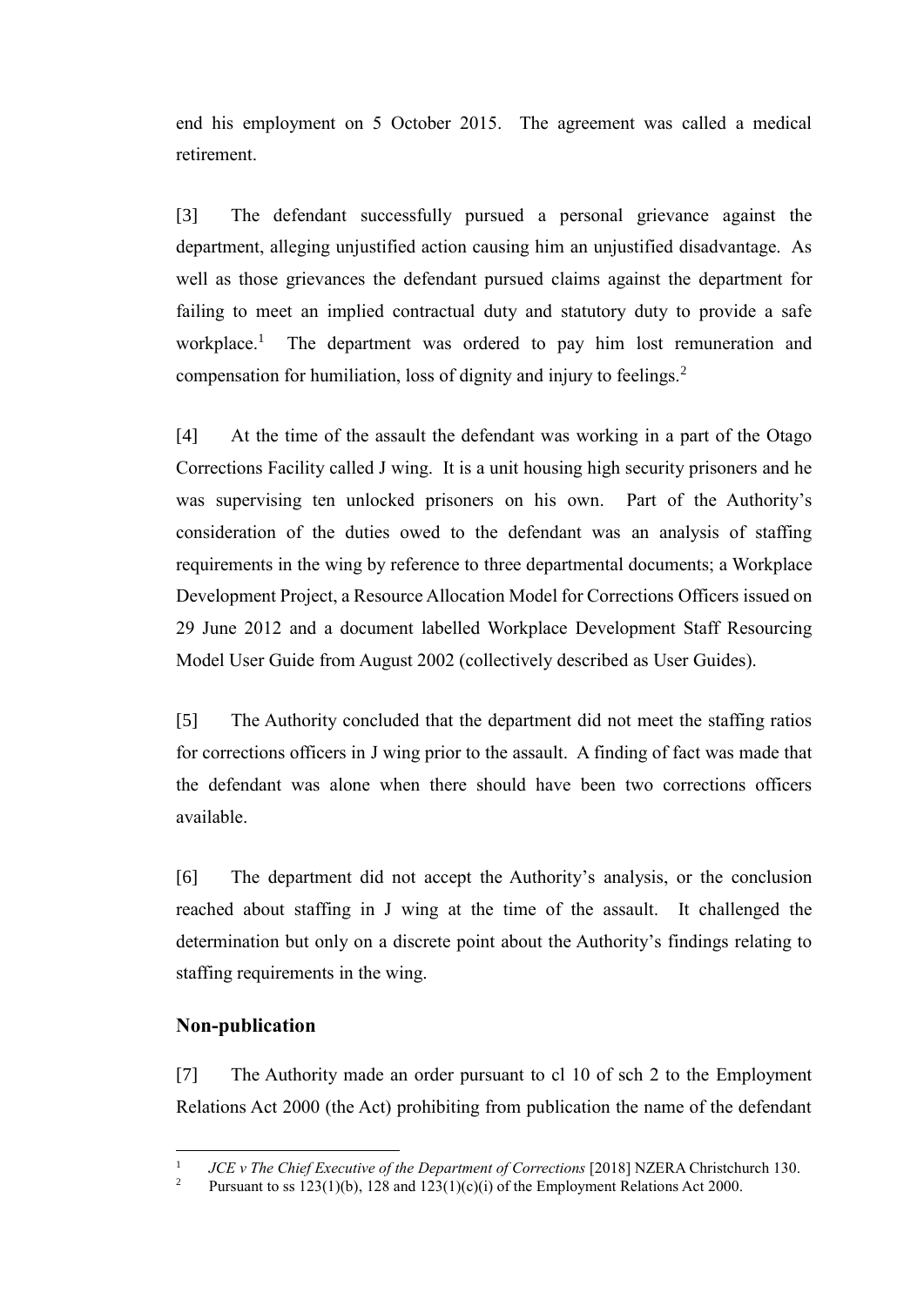end his employment on 5 October 2015. The agreement was called a medical retirement.

[3] The defendant successfully pursued a personal grievance against the department, alleging unjustified action causing him an unjustified disadvantage. As well as those grievances the defendant pursued claims against the department for failing to meet an implied contractual duty and statutory duty to provide a safe workplace.[1] The department was ordered to pay him lost remuneration and compensation for humiliation, loss of dignity and injury to feelings.[2]

[4] At the time of the assault the defendant was working in a part of the Otago Corrections Facility called J wing. It is a unit housing high security prisoners and he was supervising ten unlocked prisoners on his own. Part of the Authority's consideration of the duties owed to the defendant was an analysis of staffing requirements in the wing by reference to three departmental documents; a Workplace Development Project, a Resource Allocation Model for Corrections Officers issued on 29 June 2012 and a document labelled Workplace Development Staff Resourcing Model User Guide from August 2002 (collectively described as User Guides).

[5] The Authority concluded that the department did not meet the staffing ratios for corrections officers in J wing prior to the assault. A finding of fact was made that the defendant was alone when there should have been two corrections officers available.

[6] The department did not accept the Authority's analysis, or the conclusion reached about staffing in J wing at the time of the assault. It challenged the determination but only on a discrete point about the Authority's findings relating to staffing requirements in the wing.

## Non-publication

[7] The Authority made an order pursuant to cl 10 of sch 2 to the Employment Relations Act 2000 (the Act) prohibiting from publication the name of the defendant

---

[1] *JCE v The Chief Executive of the Department of Corrections* [2018] NZERA Christchurch 130.

[2] Pursuant to ss 123(1)(b), 128 and 123(1)(c)(i) of the Employment Relations Act 2000.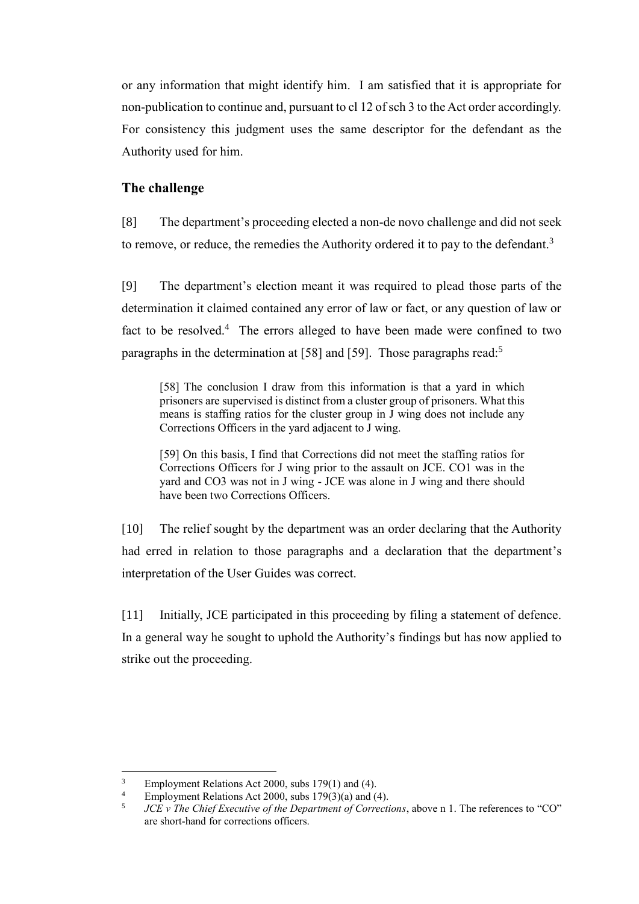or any information that might identify him. I am satisfied that it is appropriate for non-publication to continue and, pursuant to cl 12 of sch 3 to the Act order accordingly. For consistency this judgment uses the same descriptor for the defendant as the Authority used for him.

## The challenge

[8] The department's proceeding elected a non-de novo challenge and did not seek to remove, or reduce, the remedies the Authority ordered it to pay to the defendant.[3]

[9] The department's election meant it was required to plead those parts of the determination it claimed contained any error of law or fact, or any question of law or fact to be resolved.[4] The errors alleged to have been made were confined to two paragraphs in the determination at [58] and [59]. Those paragraphs read:[5]

> [58] The conclusion I draw from this information is that a yard in which prisoners are supervised is distinct from a cluster group of prisoners. What this means is staffing ratios for the cluster group in J wing does not include any Corrections Officers in the yard adjacent to J wing.
>
> [59] On this basis, I find that Corrections did not meet the staffing ratios for Corrections Officers for J wing prior to the assault on JCE. CO1 was in the yard and CO3 was not in J wing - JCE was alone in J wing and there should have been two Corrections Officers.

[10] The relief sought by the department was an order declaring that the Authority had erred in relation to those paragraphs and a declaration that the department's interpretation of the User Guides was correct.

[11] Initially, JCE participated in this proceeding by filing a statement of defence. In a general way he sought to uphold the Authority's findings but has now applied to strike out the proceeding.

---

[3] Employment Relations Act 2000, subs 179(1) and (4).

[4] Employment Relations Act 2000, subs 179(3)(a) and (4).

[5] *JCE v The Chief Executive of the Department of Corrections*, above n 1. The references to "CO" are short-hand for corrections officers.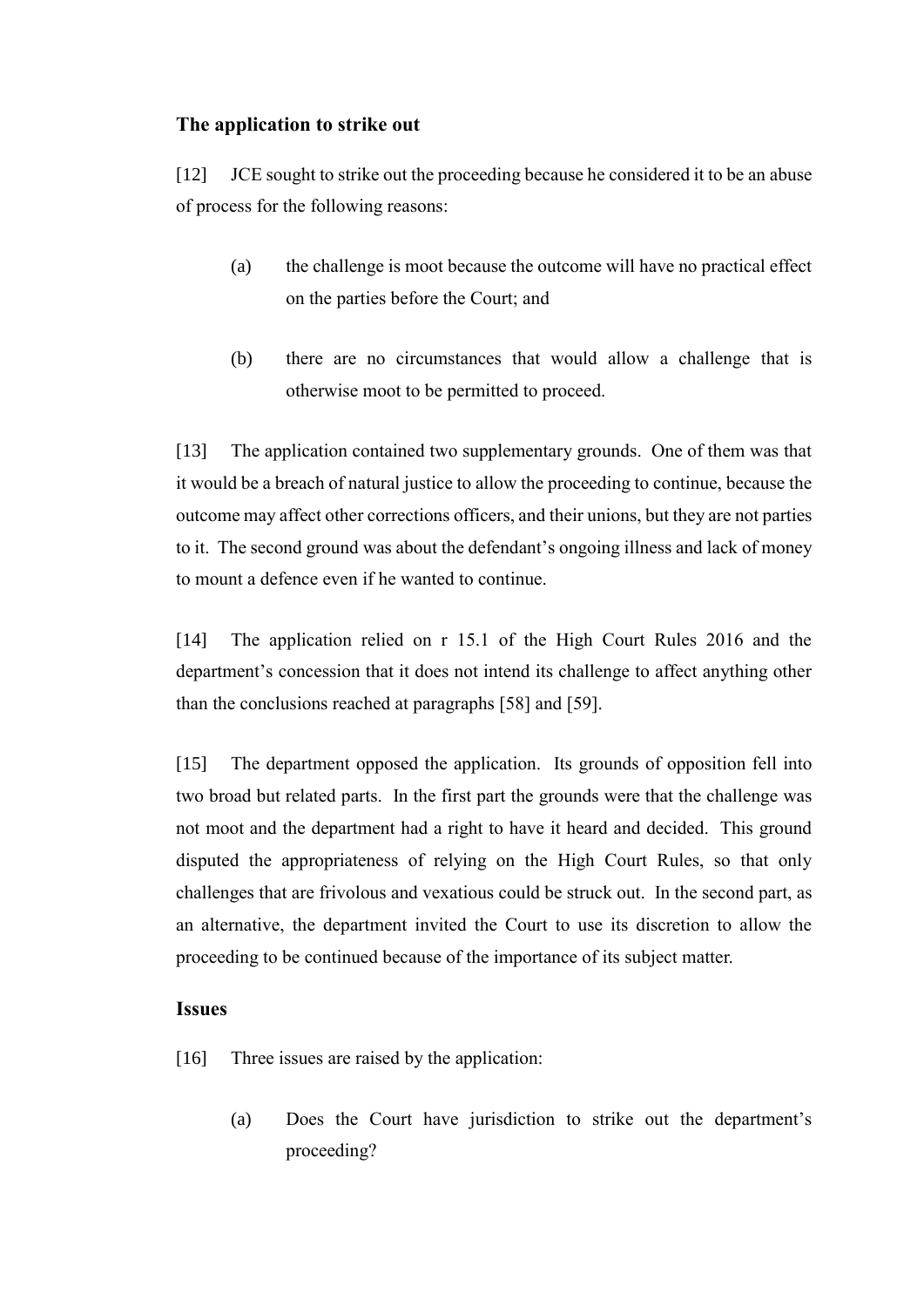## The application to strike out

[12] JCE sought to strike out the proceeding because he considered it to be an abuse of process for the following reasons:

(a) the challenge is moot because the outcome will have no practical effect on the parties before the Court; and

(b) there are no circumstances that would allow a challenge that is otherwise moot to be permitted to proceed.

[13] The application contained two supplementary grounds. One of them was that it would be a breach of natural justice to allow the proceeding to continue, because the outcome may affect other corrections officers, and their unions, but they are not parties to it. The second ground was about the defendant's ongoing illness and lack of money to mount a defence even if he wanted to continue.

[14] The application relied on r 15.1 of the High Court Rules 2016 and the department's concession that it does not intend its challenge to affect anything other than the conclusions reached at paragraphs [58] and [59].

[15] The department opposed the application. Its grounds of opposition fell into two broad but related parts. In the first part the grounds were that the challenge was not moot and the department had a right to have it heard and decided. This ground disputed the appropriateness of relying on the High Court Rules, so that only challenges that are frivolous and vexatious could be struck out. In the second part, as an alternative, the department invited the Court to use its discretion to allow the proceeding to be continued because of the importance of its subject matter.

## Issues

[16] Three issues are raised by the application:

(a) Does the Court have jurisdiction to strike out the department's proceeding?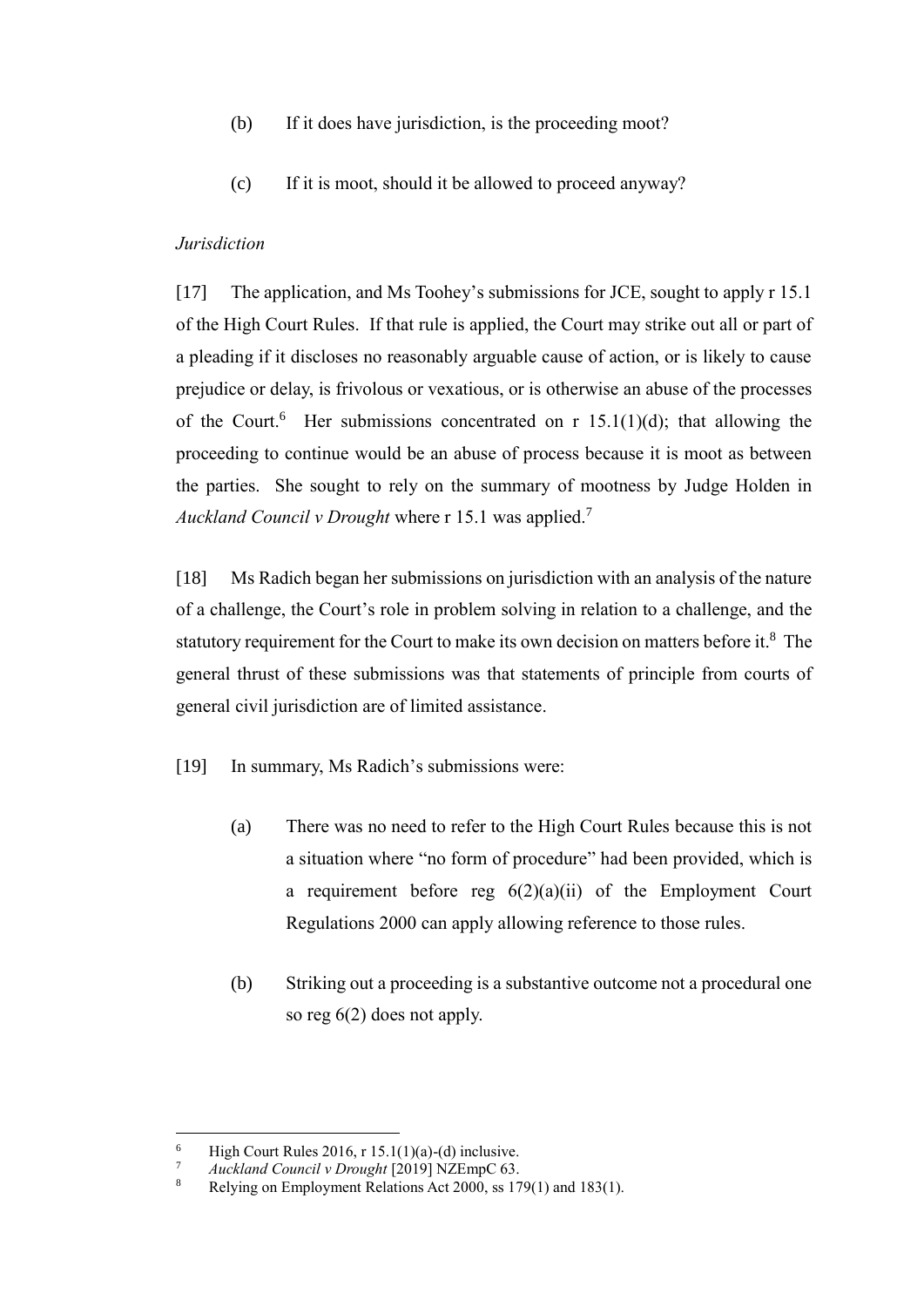(b) If it does have jurisdiction, is the proceeding moot?

(c) If it is moot, should it be allowed to proceed anyway?

*Jurisdiction*

[17] The application, and Ms Toohey's submissions for JCE, sought to apply r 15.1 of the High Court Rules. If that rule is applied, the Court may strike out all or part of a pleading if it discloses no reasonably arguable cause of action, or is likely to cause prejudice or delay, is frivolous or vexatious, or is otherwise an abuse of the processes of the Court.[6] Her submissions concentrated on r 15.1(1)(d); that allowing the proceeding to continue would be an abuse of process because it is moot as between the parties. She sought to rely on the summary of mootness by Judge Holden in *Auckland Council v Drought* where r 15.1 was applied.[7]

[18] Ms Radich began her submissions on jurisdiction with an analysis of the nature of a challenge, the Court's role in problem solving in relation to a challenge, and the statutory requirement for the Court to make its own decision on matters before it.[8] The general thrust of these submissions was that statements of principle from courts of general civil jurisdiction are of limited assistance.

[19] In summary, Ms Radich's submissions were:

(a) There was no need to refer to the High Court Rules because this is not a situation where "no form of procedure" had been provided, which is a requirement before reg 6(2)(a)(ii) of the Employment Court Regulations 2000 can apply allowing reference to those rules.

(b) Striking out a proceeding is a substantive outcome not a procedural one so reg 6(2) does not apply.

---

[6] High Court Rules 2016, r 15.1(1)(a)-(d) inclusive.

[7] *Auckland Council v Drought* [2019] NZEmpC 63.

[8] Relying on Employment Relations Act 2000, ss 179(1) and 183(1).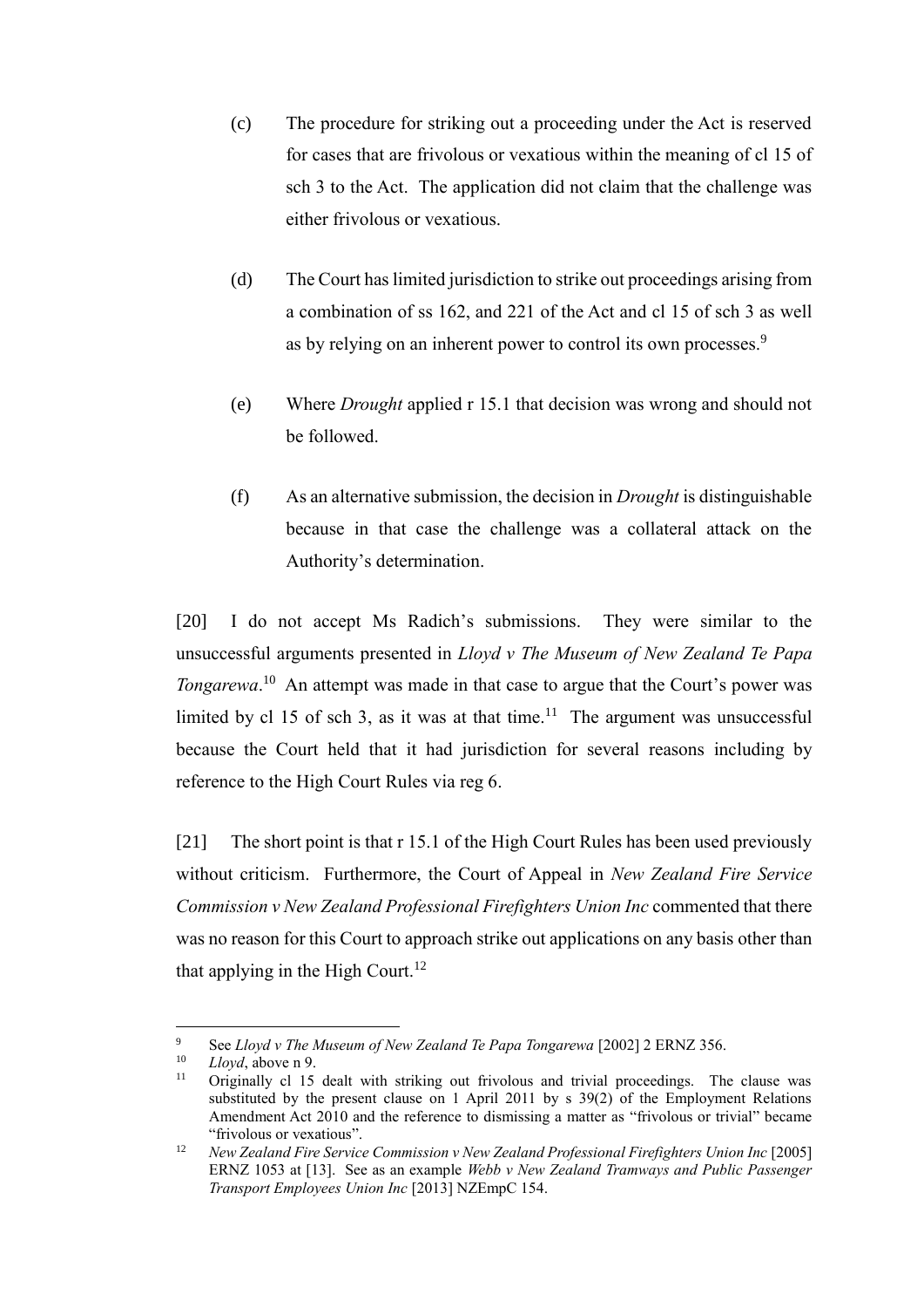(c) The procedure for striking out a proceeding under the Act is reserved for cases that are frivolous or vexatious within the meaning of cl 15 of sch 3 to the Act. The application did not claim that the challenge was either frivolous or vexatious.

(d) The Court has limited jurisdiction to strike out proceedings arising from a combination of ss 162, and 221 of the Act and cl 15 of sch 3 as well as by relying on an inherent power to control its own processes.[9]

(e) Where *Drought* applied r 15.1 that decision was wrong and should not be followed.

(f) As an alternative submission, the decision in *Drought* is distinguishable because in that case the challenge was a collateral attack on the Authority's determination.

[20] I do not accept Ms Radich's submissions. They were similar to the unsuccessful arguments presented in *Lloyd v The Museum of New Zealand Te Papa Tongarewa*.[10] An attempt was made in that case to argue that the Court's power was limited by cl 15 of sch 3, as it was at that time.[11] The argument was unsuccessful because the Court held that it had jurisdiction for several reasons including by reference to the High Court Rules via reg 6.

[21] The short point is that r 15.1 of the High Court Rules has been used previously without criticism. Furthermore, the Court of Appeal in *New Zealand Fire Service Commission v New Zealand Professional Firefighters Union Inc* commented that there was no reason for this Court to approach strike out applications on any basis other than that applying in the High Court.[12]

---

[9] See *Lloyd v The Museum of New Zealand Te Papa Tongarewa* [2002] 2 ERNZ 356.

[10] *Lloyd*, above n 9.

[11] Originally cl 15 dealt with striking out frivolous and trivial proceedings. The clause was substituted by the present clause on 1 April 2011 by s 39(2) of the Employment Relations Amendment Act 2010 and the reference to dismissing a matter as "frivolous or trivial" became "frivolous or vexatious".

[12] *New Zealand Fire Service Commission v New Zealand Professional Firefighters Union Inc* [2005] ERNZ 1053 at [13]. See as an example *Webb v New Zealand Tramways and Public Passenger Transport Employees Union Inc* [2013] NZEmpC 154.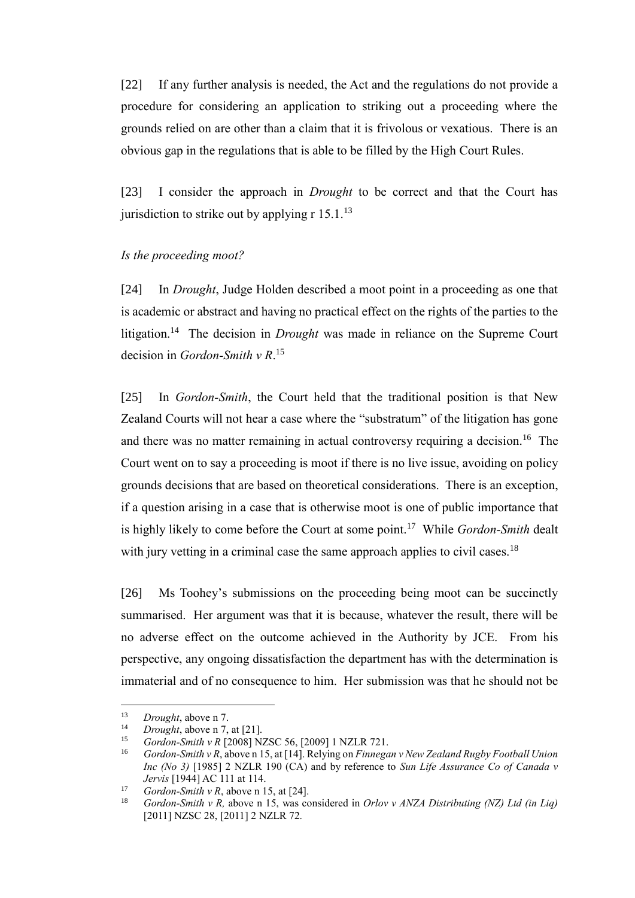[22] If any further analysis is needed, the Act and the regulations do not provide a procedure for considering an application to striking out a proceeding where the grounds relied on are other than a claim that it is frivolous or vexatious. There is an obvious gap in the regulations that is able to be filled by the High Court Rules.

[23] I consider the approach in *Drought* to be correct and that the Court has jurisdiction to strike out by applying r 15.1.[13]

*Is the proceeding moot?*

[24] In *Drought*, Judge Holden described a moot point in a proceeding as one that is academic or abstract and having no practical effect on the rights of the parties to the litigation.[14] The decision in *Drought* was made in reliance on the Supreme Court decision in *Gordon-Smith v R*.[15]

[25] In *Gordon-Smith*, the Court held that the traditional position is that New Zealand Courts will not hear a case where the "substratum" of the litigation has gone and there was no matter remaining in actual controversy requiring a decision.[16] The Court went on to say a proceeding is moot if there is no live issue, avoiding on policy grounds decisions that are based on theoretical considerations. There is an exception, if a question arising in a case that is otherwise moot is one of public importance that is highly likely to come before the Court at some point.[17] While *Gordon-Smith* dealt with jury vetting in a criminal case the same approach applies to civil cases.[18]

[26] Ms Toohey's submissions on the proceeding being moot can be succinctly summarised. Her argument was that it is because, whatever the result, there will be no adverse effect on the outcome achieved in the Authority by JCE. From his perspective, any ongoing dissatisfaction the department has with the determination is immaterial and of no consequence to him. Her submission was that he should not be

---

[13] *Drought*, above n 7.

[14] *Drought*, above n 7, at [21].

[15] *Gordon-Smith v R* [2008] NZSC 56, [2009] 1 NZLR 721.

[16] *Gordon-Smith v R*, above n 15, at [14]. Relying on *Finnegan v New Zealand Rugby Football Union Inc (No 3)* [1985] 2 NZLR 190 (CA) and by reference to *Sun Life Assurance Co of Canada v Jervis* [1944] AC 111 at 114.

[17] *Gordon-Smith v R*, above n 15, at [24].

[18] *Gordon-Smith v R,* above n 15, was considered in *Orlov v ANZA Distributing (NZ) Ltd (in Liq)* [2011] NZSC 28, [2011] 2 NZLR 72.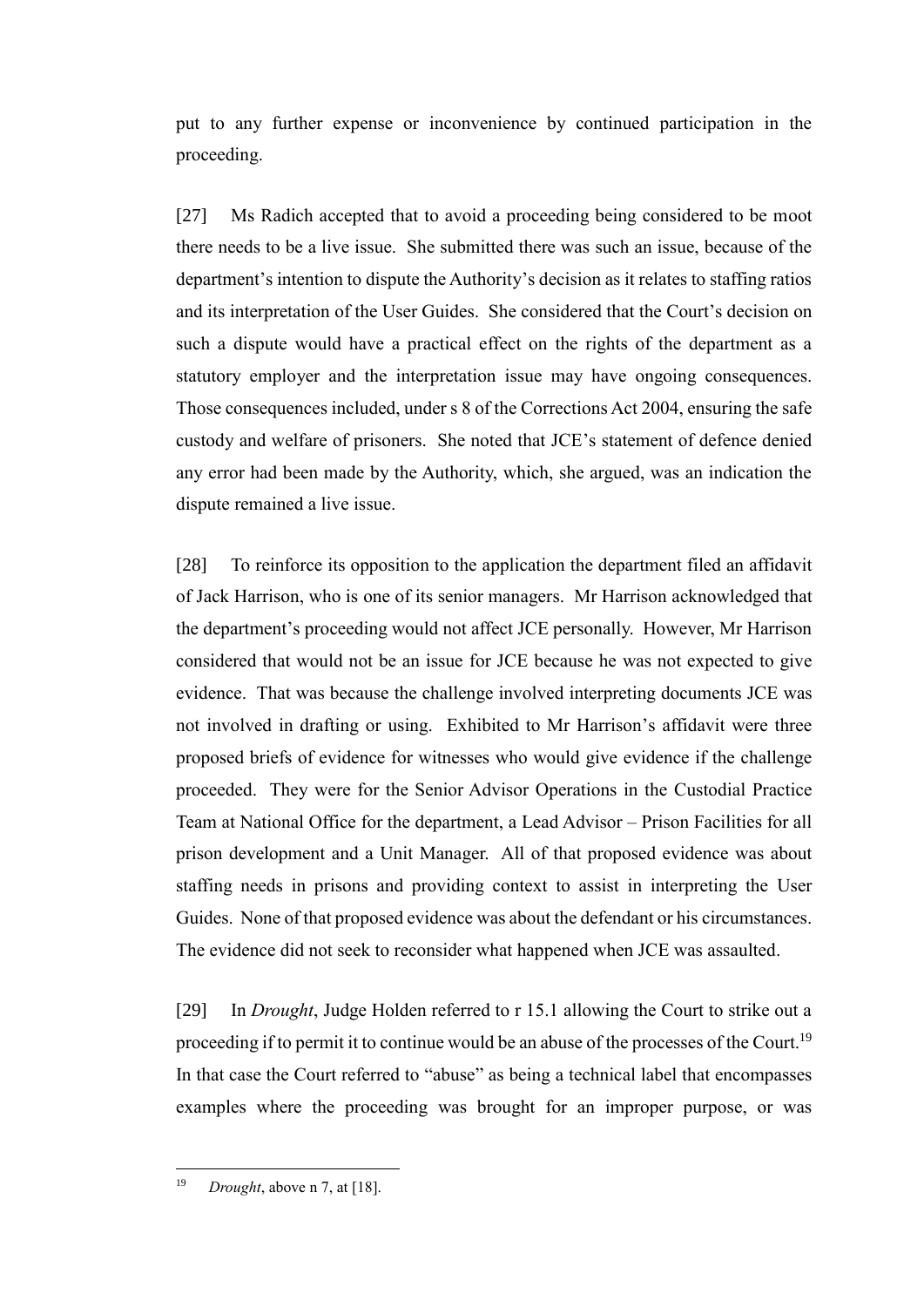put to any further expense or inconvenience by continued participation in the proceeding.

[27] Ms Radich accepted that to avoid a proceeding being considered to be moot there needs to be a live issue. She submitted there was such an issue, because of the department's intention to dispute the Authority's decision as it relates to staffing ratios and its interpretation of the User Guides. She considered that the Court's decision on such a dispute would have a practical effect on the rights of the department as a statutory employer and the interpretation issue may have ongoing consequences. Those consequences included, under s 8 of the Corrections Act 2004, ensuring the safe custody and welfare of prisoners. She noted that JCE's statement of defence denied any error had been made by the Authority, which, she argued, was an indication the dispute remained a live issue.

[28] To reinforce its opposition to the application the department filed an affidavit of Jack Harrison, who is one of its senior managers. Mr Harrison acknowledged that the department's proceeding would not affect JCE personally. However, Mr Harrison considered that would not be an issue for JCE because he was not expected to give evidence. That was because the challenge involved interpreting documents JCE was not involved in drafting or using. Exhibited to Mr Harrison's affidavit were three proposed briefs of evidence for witnesses who would give evidence if the challenge proceeded. They were for the Senior Advisor Operations in the Custodial Practice Team at National Office for the department, a Lead Advisor – Prison Facilities for all prison development and a Unit Manager. All of that proposed evidence was about staffing needs in prisons and providing context to assist in interpreting the User Guides. None of that proposed evidence was about the defendant or his circumstances. The evidence did not seek to reconsider what happened when JCE was assaulted.

[29] In *Drought*, Judge Holden referred to r 15.1 allowing the Court to strike out a proceeding if to permit it to continue would be an abuse of the processes of the Court.[19] In that case the Court referred to "abuse" as being a technical label that encompasses examples where the proceeding was brought for an improper purpose, or was

---

[19] *Drought*, above n 7, at [18].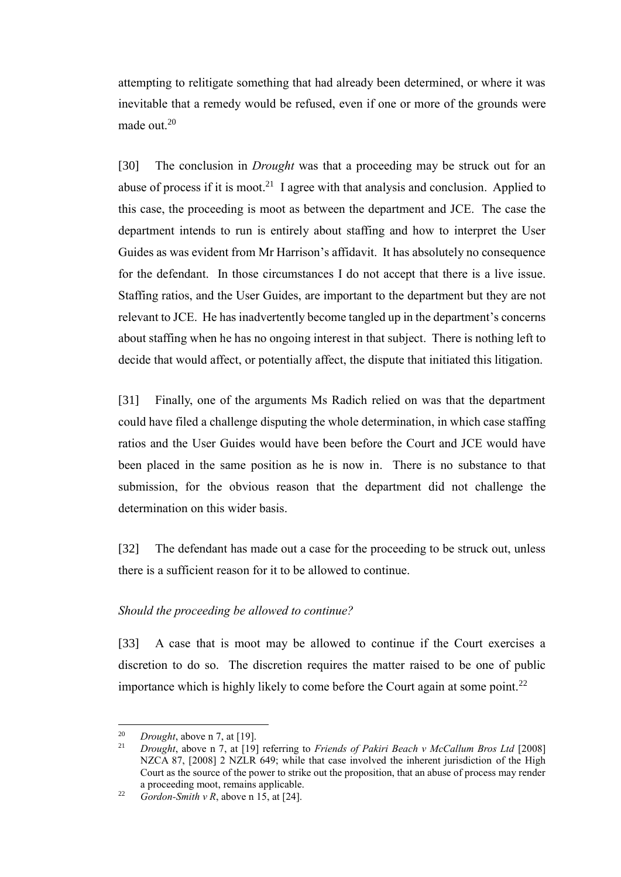attempting to relitigate something that had already been determined, or where it was inevitable that a remedy would be refused, even if one or more of the grounds were made out.[20]

[30] The conclusion in *Drought* was that a proceeding may be struck out for an abuse of process if it is moot.[21] I agree with that analysis and conclusion. Applied to this case, the proceeding is moot as between the department and JCE. The case the department intends to run is entirely about staffing and how to interpret the User Guides as was evident from Mr Harrison's affidavit. It has absolutely no consequence for the defendant. In those circumstances I do not accept that there is a live issue. Staffing ratios, and the User Guides, are important to the department but they are not relevant to JCE. He has inadvertently become tangled up in the department's concerns about staffing when he has no ongoing interest in that subject. There is nothing left to decide that would affect, or potentially affect, the dispute that initiated this litigation.

[31] Finally, one of the arguments Ms Radich relied on was that the department could have filed a challenge disputing the whole determination, in which case staffing ratios and the User Guides would have been before the Court and JCE would have been placed in the same position as he is now in. There is no substance to that submission, for the obvious reason that the department did not challenge the determination on this wider basis.

[32] The defendant has made out a case for the proceeding to be struck out, unless there is a sufficient reason for it to be allowed to continue.

*Should the proceeding be allowed to continue?*

[33] A case that is moot may be allowed to continue if the Court exercises a discretion to do so. The discretion requires the matter raised to be one of public importance which is highly likely to come before the Court again at some point.[22]

---

[20] *Drought*, above n 7, at [19].

[21] *Drought*, above n 7, at [19] referring to *Friends of Pakiri Beach v McCallum Bros Ltd* [2008] NZCA 87, [2008] 2 NZLR 649; while that case involved the inherent jurisdiction of the High Court as the source of the power to strike out the proposition, that an abuse of process may render a proceeding moot, remains applicable.

[22] *Gordon-Smith v R*, above n 15, at [24].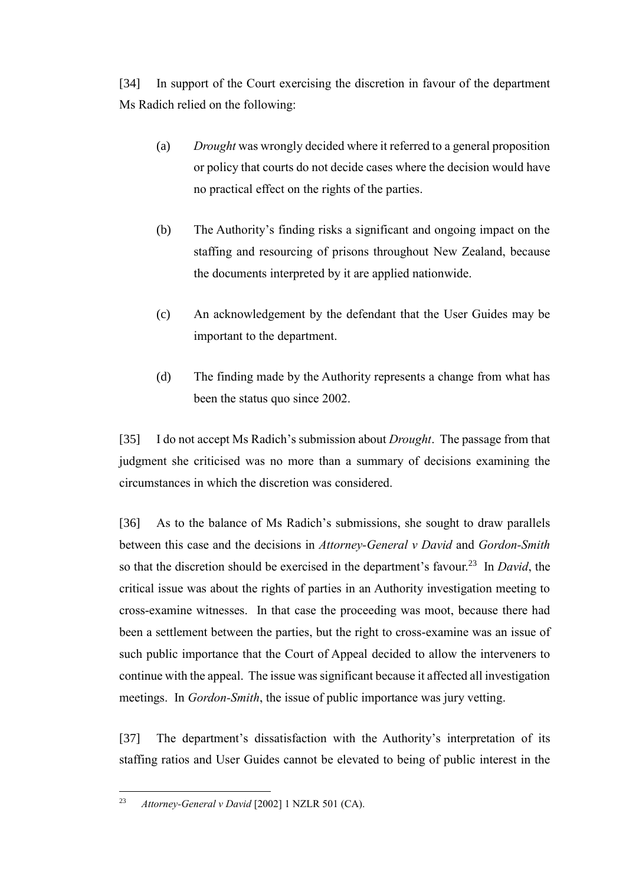[34] In support of the Court exercising the discretion in favour of the department Ms Radich relied on the following:

(a) *Drought* was wrongly decided where it referred to a general proposition or policy that courts do not decide cases where the decision would have no practical effect on the rights of the parties.

(b) The Authority's finding risks a significant and ongoing impact on the staffing and resourcing of prisons throughout New Zealand, because the documents interpreted by it are applied nationwide.

(c) An acknowledgement by the defendant that the User Guides may be important to the department.

(d) The finding made by the Authority represents a change from what has been the status quo since 2002.

[35] I do not accept Ms Radich's submission about *Drought*. The passage from that judgment she criticised was no more than a summary of decisions examining the circumstances in which the discretion was considered.

[36] As to the balance of Ms Radich's submissions, she sought to draw parallels between this case and the decisions in *Attorney-General v David* and *Gordon-Smith* so that the discretion should be exercised in the department's favour.[23] In *David*, the critical issue was about the rights of parties in an Authority investigation meeting to cross-examine witnesses. In that case the proceeding was moot, because there had been a settlement between the parties, but the right to cross-examine was an issue of such public importance that the Court of Appeal decided to allow the interveners to continue with the appeal. The issue was significant because it affected all investigation meetings. In *Gordon-Smith*, the issue of public importance was jury vetting.

[37] The department's dissatisfaction with the Authority's interpretation of its staffing ratios and User Guides cannot be elevated to being of public interest in the

---

[23] *Attorney-General v David* [2002] 1 NZLR 501 (CA).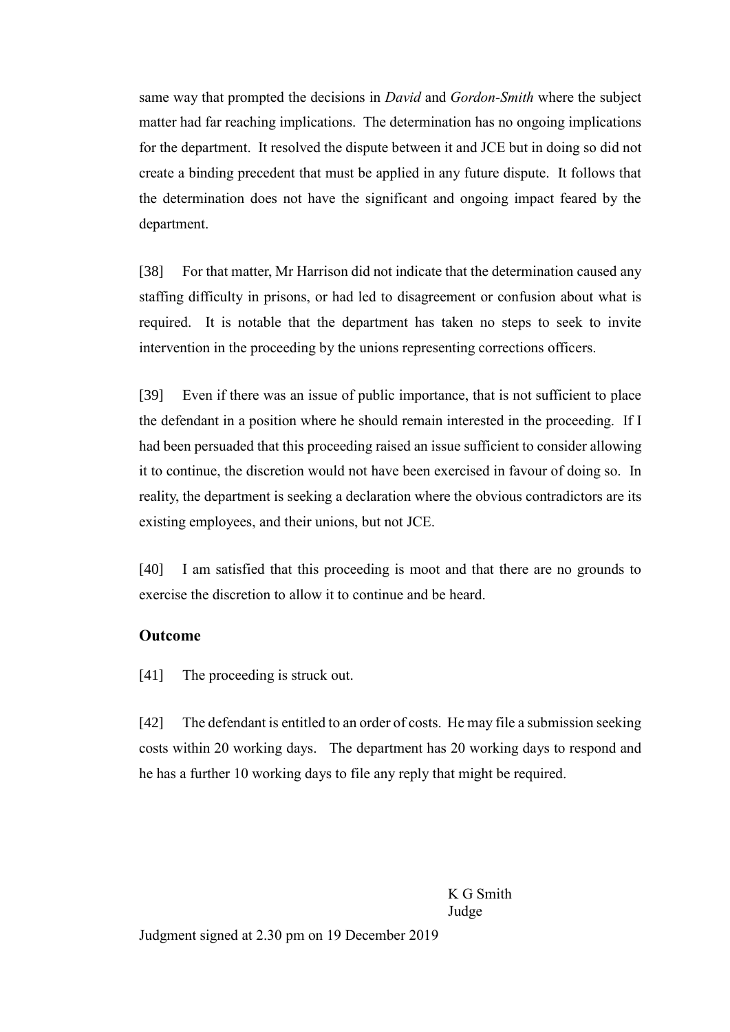same way that prompted the decisions in *David* and *Gordon-Smith* where the subject matter had far reaching implications. The determination has no ongoing implications for the department. It resolved the dispute between it and JCE but in doing so did not create a binding precedent that must be applied in any future dispute. It follows that the determination does not have the significant and ongoing impact feared by the department.

[38] For that matter, Mr Harrison did not indicate that the determination caused any staffing difficulty in prisons, or had led to disagreement or confusion about what is required. It is notable that the department has taken no steps to seek to invite intervention in the proceeding by the unions representing corrections officers.

[39] Even if there was an issue of public importance, that is not sufficient to place the defendant in a position where he should remain interested in the proceeding. If I had been persuaded that this proceeding raised an issue sufficient to consider allowing it to continue, the discretion would not have been exercised in favour of doing so. In reality, the department is seeking a declaration where the obvious contradictors are its existing employees, and their unions, but not JCE.

[40] I am satisfied that this proceeding is moot and that there are no grounds to exercise the discretion to allow it to continue and be heard.

## Outcome

[41] The proceeding is struck out.

[42] The defendant is entitled to an order of costs. He may file a submission seeking costs within 20 working days. The department has 20 working days to respond and he has a further 10 working days to file any reply that might be required.

K G Smith
Judge

Judgment signed at 2.30 pm on 19 December 2019